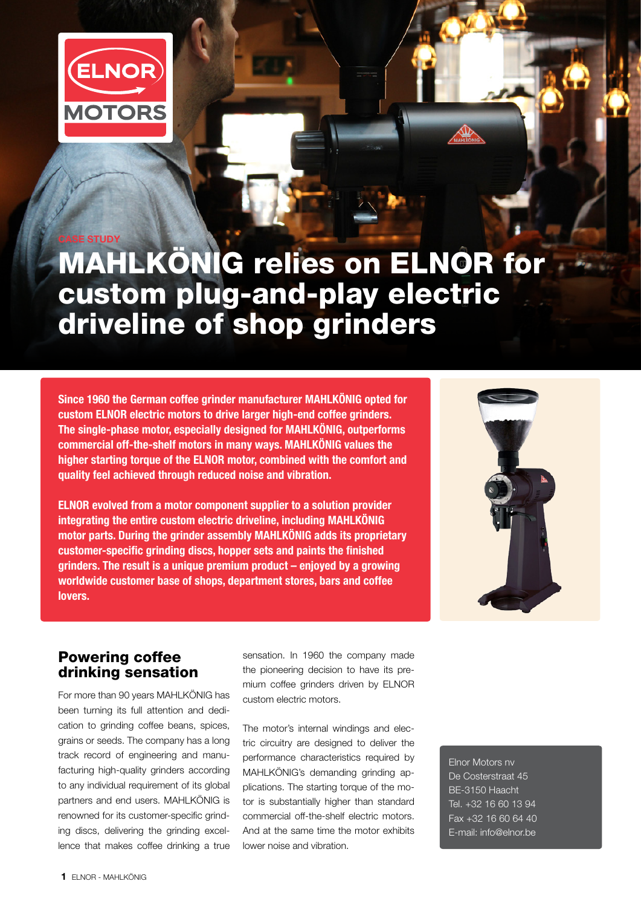CASE STUDY

# MAHLKÖNIG relies on ELNOR for custom plug-and-play electric driveline of shop grinders

**Since 1960 the German coffee grinder manufacturer MAHLKÖNIG opted for custom ELNOR electric motors to drive larger high-end coffee grinders. The single-phase motor, especially designed for MAHLKÖNIG, outperforms commercial off-the-shelf motors in many ways. MAHLKÖNIG values the higher starting torque of the ELNOR motor, combined with the comfort and quality feel achieved through reduced noise and vibration.**

**ELNOR evolved from a motor component supplier to a solution provider integrating the entire custom electric driveline, including MAHLKÖNIG motor parts. During the grinder assembly MAHLKÖNIG adds its proprietary customer-specific grinding discs, hopper sets and paints the finished grinders. The result is a unique premium product – enjoyed by a growing worldwide customer base of shops, department stores, bars and coffee lovers.**

## Powering coffee drinking sensation

For more than 90 years MAHLKÖNIG has been turning its full attention and dedication to grinding coffee beans, spices, grains or seeds. The company has a long track record of engineering and manufacturing high-quality grinders according to any individual requirement of its global partners and end users. MAHLKÖNIG is renowned for its customer-specific grinding discs, delivering the grinding excellence that makes coffee drinking a true sensation. In 1960 the company made the pioneering decision to have its premium coffee grinders driven by ELNOR custom electric motors.

The motor's internal windings and electric circuitry are designed to deliver the performance characteristics required by MAHLKÖNIG's demanding grinding applications. The starting torque of the motor is substantially higher than standard commercial off-the-shelf electric motors. And at the same time the motor exhibits lower noise and vibration.

Elnor Motors nv
De Costerstraat 45
BE-3150 Haacht
Tel. +32 16 60 13 94
Fax +32 16 60 64 40
E-mail: info@elnor.be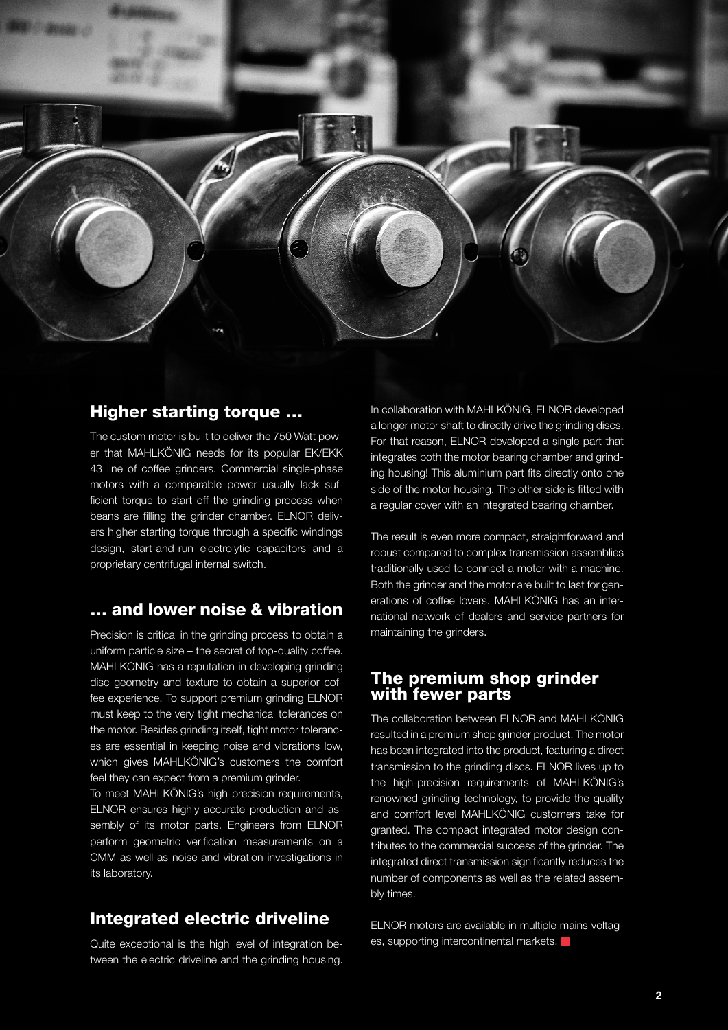## Higher starting torque ...

The custom motor is built to deliver the 750 Watt power that MAHLKÖNIG needs for its popular EK/EKK 43 line of coffee grinders. Commercial single-phase motors with a comparable power usually lack sufficient torque to start off the grinding process when beans are filling the grinder chamber. ELNOR delivers higher starting torque through a specific windings design, start-and-run electrolytic capacitors and a proprietary centrifugal internal switch.

## ... and lower noise & vibration

Precision is critical in the grinding process to obtain a uniform particle size – the secret of top-quality coffee. MAHLKÖNIG has a reputation in developing grinding disc geometry and texture to obtain a superior coffee experience. To support premium grinding ELNOR must keep to the very tight mechanical tolerances on the motor. Besides grinding itself, tight motor tolerances are essential in keeping noise and vibrations low, which gives MAHLKÖNIG's customers the comfort feel they can expect from a premium grinder.

To meet MAHLKÖNIG's high-precision requirements, ELNOR ensures highly accurate production and assembly of its motor parts. Engineers from ELNOR perform geometric verification measurements on a CMM as well as noise and vibration investigations in its laboratory.

## Integrated electric driveline

Quite exceptional is the high level of integration between the electric driveline and the grinding housing. In collaboration with MAHLKÖNIG, ELNOR developed a longer motor shaft to directly drive the grinding discs. For that reason, ELNOR developed a single part that integrates both the motor bearing chamber and grinding housing! This aluminium part fits directly onto one side of the motor housing. The other side is fitted with a regular cover with an integrated bearing chamber.

The result is even more compact, straightforward and robust compared to complex transmission assemblies traditionally used to connect a motor with a machine. Both the grinder and the motor are built to last for generations of coffee lovers. MAHLKÖNIG has an international network of dealers and service partners for maintaining the grinders.

## The premium shop grinder with fewer parts

The collaboration between ELNOR and MAHLKÖNIG resulted in a premium shop grinder product. The motor has been integrated into the product, featuring a direct transmission to the grinding discs. ELNOR lives up to the high-precision requirements of MAHLKÖNIG's renowned grinding technology, to provide the quality and comfort level MAHLKÖNIG customers take for granted. The compact integrated motor design contributes to the commercial success of the grinder. The integrated direct transmission significantly reduces the number of components as well as the related assembly times.

ELNOR motors are available in multiple mains voltages, supporting intercontinental markets.